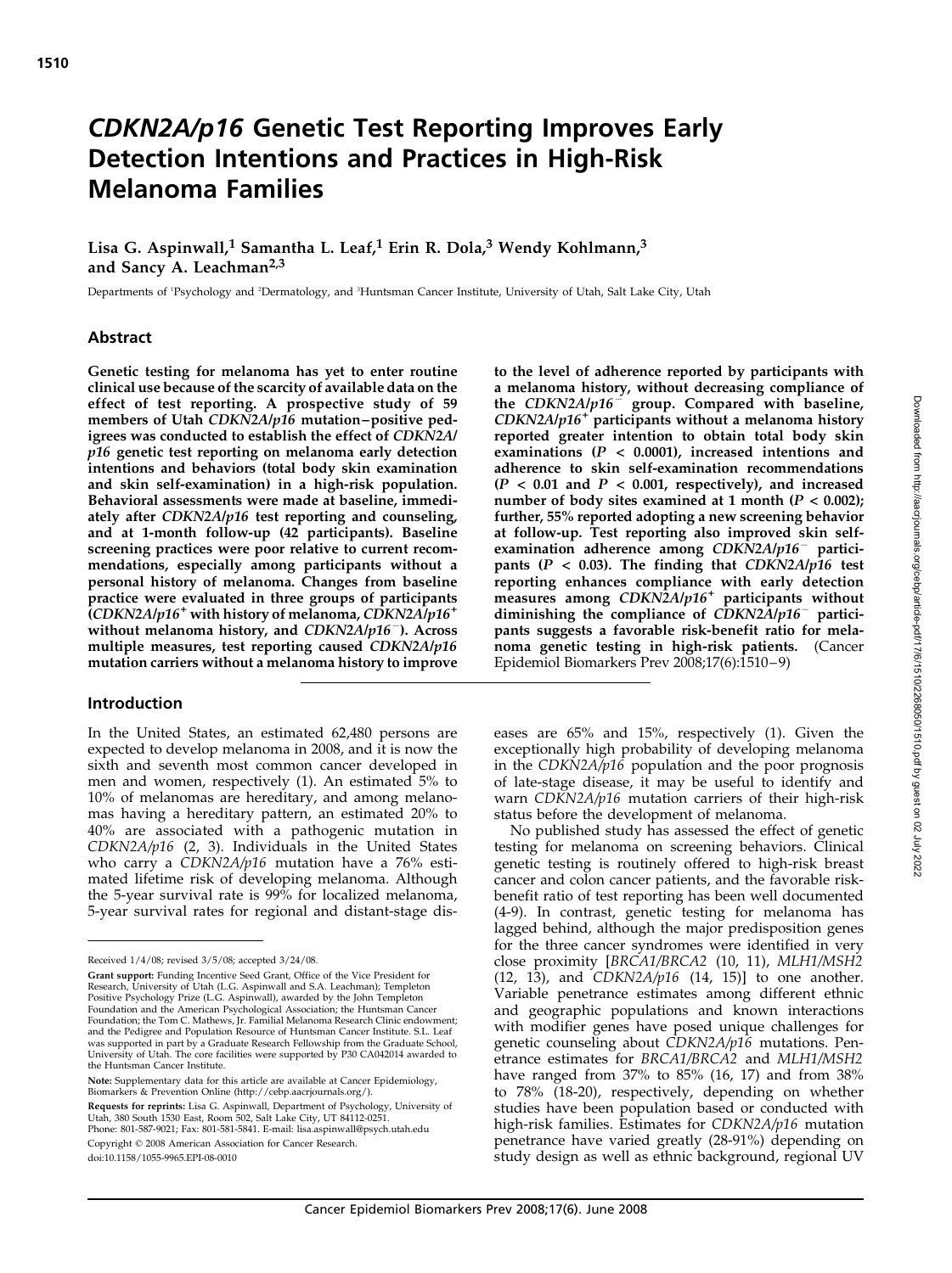# *CDKN2A/p16* Genetic Test Reporting Improves Early Detection Intentions and Practices in High-Risk Melanoma Families

**Lisa G. Aspinwall,[1] Samantha L. Leaf,[1] Erin R. Dola,[3] Wendy Kohlmann,[3] and Sancy A. Leachman[2,3]**

Departments of [1]Psychology and [2]Dermatology, and [3]Huntsman Cancer Institute, University of Utah, Salt Lake City, Utah

## Abstract

**Genetic testing for melanoma has yet to enter routine clinical use because of the scarcity of available data on the effect of test reporting. A prospective study of 59 members of Utah *CDKN2A/p16* mutation–positive pedigrees was conducted to establish the effect of *CDKN2A/p16* genetic test reporting on melanoma early detection intentions and behaviors (total body skin examination and skin self-examination) in a high-risk population. Behavioral assessments were made at baseline, immediately after *CDKN2A/p16* test reporting and counseling, and at 1-month follow-up (42 participants). Baseline screening practices were poor relative to current recommendations, especially among participants without a personal history of melanoma. Changes from baseline practice were evaluated in three groups of participants (*CDKN2A/p16*$^+$ with history of melanoma, *CDKN2A/p16*$^+$ without melanoma history, and *CDKN2A/p16*$^-$). Across multiple measures, test reporting caused *CDKN2A/p16* mutation carriers without a melanoma history to improve to the level of adherence reported by participants with a melanoma history, without decreasing compliance of the *CDKN2A/p16*$^-$ group. Compared with baseline, *CDKN2A/p16*$^+$ participants without a melanoma history reported greater intention to obtain total body skin examinations ($P < 0.0001$), increased intentions and adherence to skin self-examination recommendations ($P < 0.01$ and $P < 0.001$, respectively), and increased number of body sites examined at 1 month ($P < 0.002$); further, 55% reported adopting a new screening behavior at follow-up. Test reporting also improved skin self-examination adherence among *CDKN2A/p16*$^-$ participants ($P < 0.03$). The finding that *CDKN2A/p16* test reporting enhances compliance with early detection measures among *CDKN2A/p16*$^+$ participants without diminishing the compliance of *CDKN2A/p16*$^-$ participants suggests a favorable risk-benefit ratio for melanoma genetic testing in high-risk patients.** (Cancer Epidemiol Biomarkers Prev 2008;17(6):1510–9)

## Introduction

In the United States, an estimated 62,480 persons are expected to develop melanoma in 2008, and it is now the sixth and seventh most common cancer developed in men and women, respectively (1). An estimated 5% to 10% of melanomas are hereditary, and among melanomas having a hereditary pattern, an estimated 20% to 40% are associated with a pathogenic mutation in *CDKN2A/p16* (2, 3). Individuals in the United States who carry a *CDKN2A/p16* mutation have a 76% estimated lifetime risk of developing melanoma. Although the 5-year survival rate is 99% for localized melanoma, 5-year survival rates for regional and distant-stage diseases are 65% and 15%, respectively (1). Given the exceptionally high probability of developing melanoma in the *CDKN2A/p16* population and the poor prognosis of late-stage disease, it may be useful to identify and warn *CDKN2A/p16* mutation carriers of their high-risk status before the development of melanoma.

No published study has assessed the effect of genetic testing for melanoma on screening behaviors. Clinical genetic testing is routinely offered to high-risk breast cancer and colon cancer patients, and the favorable risk-benefit ratio of test reporting has been well documented (4-9). In contrast, genetic testing for melanoma has lagged behind, although the major predisposition genes for the three cancer syndromes were identified in very close proximity [*BRCA1/BRCA2* (10, 11), *MLH1/MSH2* (12, 13), and *CDKN2A/p16* (14, 15)] to one another. Variable penetrance estimates among different ethnic and geographic populations and known interactions with modifier genes have posed unique challenges for genetic counseling about *CDKN2A/p16* mutations. Penetrance estimates for *BRCA1/BRCA2* and *MLH1/MSH2* have ranged from 37% to 85% (16, 17) and from 38% to 78% (18-20), respectively, depending on whether studies have been population based or conducted with high-risk families. Estimates for *CDKN2A/p16* mutation penetrance have varied greatly (28-91%) depending on study design as well as ethnic background, regional UV

---

Received 1/4/08; revised 3/5/08; accepted 3/24/08.

**Grant support:** Funding Incentive Seed Grant, Office of the Vice President for Research, University of Utah (L.G. Aspinwall and S.A. Leachman); Templeton Positive Psychology Prize (L.G. Aspinwall), awarded by the John Templeton Foundation and the American Psychological Association; the Huntsman Cancer Foundation; the Tom C. Mathews, Jr. Familial Melanoma Research Clinic endowment; and the Pedigree and Population Resource of Huntsman Cancer Institute. S.L. Leaf was supported in part by a Graduate Research Fellowship from the Graduate School, University of Utah. The core facilities were supported by P30 CA042014 awarded to the Huntsman Cancer Institute.

**Note:** Supplementary data for this article are available at Cancer Epidemiology, Biomarkers & Prevention Online (http://cebp.aacrjournals.org/).

**Requests for reprints:** Lisa G. Aspinwall, Department of Psychology, University of Utah, 380 South 1530 East, Room 502, Salt Lake City, UT 84112-0251. Phone: 801-587-9021; Fax: 801-581-5841. E-mail: lisa.aspinwall@psych.utah.edu

Copyright © 2008 American Association for Cancer Research.

doi:10.1158/1055-9965.EPI-08-0010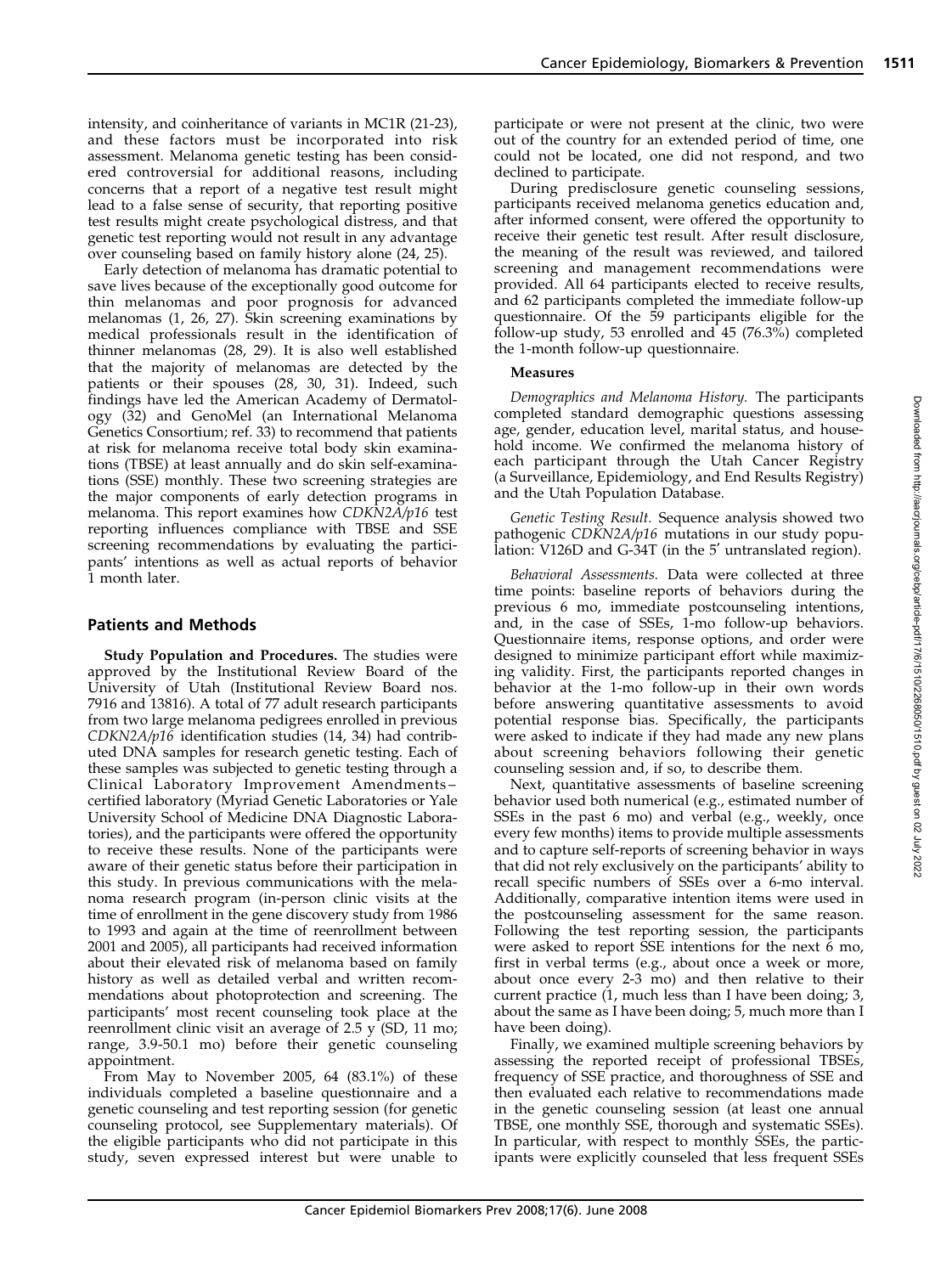intensity, and coinheritance of variants in MC1R (21-23), and these factors must be incorporated into risk assessment. Melanoma genetic testing has been considered controversial for additional reasons, including concerns that a report of a negative test result might lead to a false sense of security, that reporting positive test results might create psychological distress, and that genetic test reporting would not result in any advantage over counseling based on family history alone (24, 25).

Early detection of melanoma has dramatic potential to save lives because of the exceptionally good outcome for thin melanomas and poor prognosis for advanced melanomas (1, 26, 27). Skin screening examinations by medical professionals result in the identification of thinner melanomas (28, 29). It is also well established that the majority of melanomas are detected by the patients or their spouses (28, 30, 31). Indeed, such findings have led the American Academy of Dermatology (32) and GenoMel (an International Melanoma Genetics Consortium; ref. 33) to recommend that patients at risk for melanoma receive total body skin examinations (TBSE) at least annually and do skin self-examinations (SSE) monthly. These two screening strategies are the major components of early detection programs in melanoma. This report examines how *CDKN2A/p16* test reporting influences compliance with TBSE and SSE screening recommendations by evaluating the participants' intentions as well as actual reports of behavior 1 month later.

## Patients and Methods

**Study Population and Procedures.** The studies were approved by the Institutional Review Board of the University of Utah (Institutional Review Board nos. 7916 and 13816). A total of 77 adult research participants from two large melanoma pedigrees enrolled in previous *CDKN2A/p16* identification studies (14, 34) had contributed DNA samples for research genetic testing. Each of these samples was subjected to genetic testing through a Clinical Laboratory Improvement Amendments–certified laboratory (Myriad Genetic Laboratories or Yale University School of Medicine DNA Diagnostic Laboratories), and the participants were offered the opportunity to receive these results. None of the participants were aware of their genetic status before their participation in this study. In previous communications with the melanoma research program (in-person clinic visits at the time of enrollment in the gene discovery study from 1986 to 1993 and again at the time of reenrollment between 2001 and 2005), all participants had received information about their elevated risk of melanoma based on family history as well as detailed verbal and written recommendations about photoprotection and screening. The participants' most recent counseling took place at the reenrollment clinic visit an average of 2.5 y (SD, 11 mo; range, 3.9-50.1 mo) before their genetic counseling appointment.

From May to November 2005, 64 (83.1%) of these individuals completed a baseline questionnaire and a genetic counseling and test reporting session (for genetic counseling protocol, see Supplementary materials). Of the eligible participants who did not participate in this study, seven expressed interest but were unable to participate or were not present at the clinic, two were out of the country for an extended period of time, one could not be located, one did not respond, and two declined to participate.

During predisclosure genetic counseling sessions, participants received melanoma genetics education and, after informed consent, were offered the opportunity to receive their genetic test result. After result disclosure, the meaning of the result was reviewed, and tailored screening and management recommendations were provided. All 64 participants elected to receive results, and 62 participants completed the immediate follow-up questionnaire. Of the 59 participants eligible for the follow-up study, 53 enrolled and 45 (76.3%) completed the 1-month follow-up questionnaire.

**Measures**

*Demographics and Melanoma History.* The participants completed standard demographic questions assessing age, gender, education level, marital status, and household income. We confirmed the melanoma history of each participant through the Utah Cancer Registry (a Surveillance, Epidemiology, and End Results Registry) and the Utah Population Database.

*Genetic Testing Result.* Sequence analysis showed two pathogenic *CDKN2A/p16* mutations in our study population: V126D and G-34T (in the 5′ untranslated region).

*Behavioral Assessments.* Data were collected at three time points: baseline reports of behaviors during the previous 6 mo, immediate postcounseling intentions, and, in the case of SSEs, 1-mo follow-up behaviors. Questionnaire items, response options, and order were designed to minimize participant effort while maximizing validity. First, the participants reported changes in behavior at the 1-mo follow-up in their own words before answering quantitative assessments to avoid potential response bias. Specifically, the participants were asked to indicate if they had made any new plans about screening behaviors following their genetic counseling session and, if so, to describe them.

Next, quantitative assessments of baseline screening behavior used both numerical (e.g., estimated number of SSEs in the past 6 mo) and verbal (e.g., weekly, once every few months) items to provide multiple assessments and to capture self-reports of screening behavior in ways that did not rely exclusively on the participants' ability to recall specific numbers of SSEs over a 6-mo interval. Additionally, comparative intention items were used in the postcounseling assessment for the same reason. Following the test reporting session, the participants were asked to report SSE intentions for the next 6 mo, first in verbal terms (e.g., about once a week or more, about once every 2-3 mo) and then relative to their current practice (1, much less than I have been doing; 3, about the same as I have been doing; 5, much more than I have been doing).

Finally, we examined multiple screening behaviors by assessing the reported receipt of professional TBSEs, frequency of SSE practice, and thoroughness of SSE and then evaluated each relative to recommendations made in the genetic counseling session (at least one annual TBSE, one monthly SSE, thorough and systematic SSEs). In particular, with respect to monthly SSEs, the participants were explicitly counseled that less frequent SSEs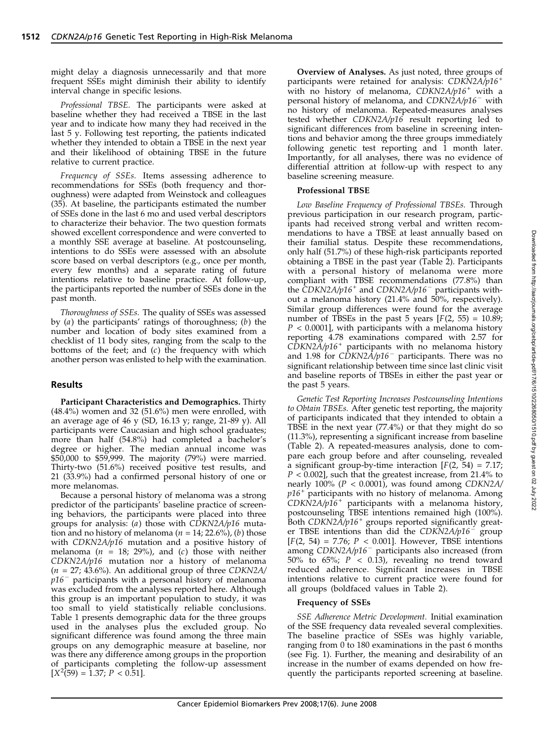might delay a diagnosis unnecessarily and that more frequent SSEs might diminish their ability to identify interval change in specific lesions.

*Professional TBSE.* The participants were asked at baseline whether they had received a TBSE in the last year and to indicate how many they had received in the last 5 y. Following test reporting, the patients indicated whether they intended to obtain a TBSE in the next year and their likelihood of obtaining TBSE in the future relative to current practice.

*Frequency of SSEs.* Items assessing adherence to recommendations for SSEs (both frequency and thoroughness) were adapted from Weinstock and colleagues (35). At baseline, the participants estimated the number of SSEs done in the last 6 mo and used verbal descriptors to characterize their behavior. The two question formats showed excellent correspondence and were converted to a monthly SSE average at baseline. At postcounseling, intentions to do SSEs were assessed with an absolute score based on verbal descriptors (e.g., once per month, every few months) and a separate rating of future intentions relative to baseline practice. At follow-up, the participants reported the number of SSEs done in the past month.

*Thoroughness of SSEs.* The quality of SSEs was assessed by (*a*) the participants' ratings of thoroughness; (*b*) the number and location of body sites examined from a checklist of 11 body sites, ranging from the scalp to the bottoms of the feet; and (*c*) the frequency with which another person was enlisted to help with the examination.

## Results

**Participant Characteristics and Demographics.** Thirty (48.4%) women and 32 (51.6%) men were enrolled, with an average age of 46 y (SD, 16.13 y; range, 21-89 y). All participants were Caucasian and high school graduates; more than half (54.8%) had completed a bachelor's degree or higher. The median annual income was \$50,000 to \$59,999. The majority (79%) were married. Thirty-two (51.6%) received positive test results, and 21 (33.9%) had a confirmed personal history of one or more melanomas.

Because a personal history of melanoma was a strong predictor of the participants' baseline practice of screening behaviors, the participants were placed into three groups for analysis: (*a*) those with *CDKN2A/p16* mutation and no history of melanoma ($n$ = 14; 22.6%), (*b*) those with *CDKN2A/p16* mutation and a positive history of melanoma ($n$ = 18; 29%), and (*c*) those with neither *CDKN2A/p16* mutation nor a history of melanoma ($n$ = 27; 43.6%). An additional group of three *CDKN2A/p16*$^-$ participants with a personal history of melanoma was excluded from the analyses reported here. Although this group is an important population to study, it was too small to yield statistically reliable conclusions. Table 1 presents demographic data for the three groups used in the analyses plus the excluded group. No significant difference was found among the three main groups on any demographic measure at baseline, nor was there any difference among groups in the proportion of participants completing the follow-up assessment [$X^2(59) = 1.37$; $P < 0.51$].

**Overview of Analyses.** As just noted, three groups of participants were retained for analysis: *CDKN2A/p16*$^+$ with no history of melanoma, *CDKN2A/p16*$^+$ with a personal history of melanoma, and *CDKN2A/p16*$^-$ with no history of melanoma. Repeated-measures analyses tested whether *CDKN2A/p16* result reporting led to significant differences from baseline in screening intentions and behavior among the three groups immediately following genetic test reporting and 1 month later. Importantly, for all analyses, there was no evidence of differential attrition at follow-up with respect to any baseline screening measure.

### Professional TBSE

*Low Baseline Frequency of Professional TBSEs.* Through previous participation in our research program, participants had received strong verbal and written recommendations to have a TBSE at least annually based on their familial status. Despite these recommendations, only half (51.7%) of these high-risk participants reported obtaining a TBSE in the past year (Table 2). Participants with a personal history of melanoma were more compliant with TBSE recommendations (77.8%) than the *CDKN2A/p16*$^+$ and *CDKN2A/p16*$^-$ participants without a melanoma history (21.4% and 50%, respectively). Similar group differences were found for the average number of TBSEs in the past 5 years [$F(2, 55) = 10.89$; $P < 0.0001$], with participants with a melanoma history reporting 4.78 examinations compared with 2.57 for *CDKN2A/p16*$^+$ participants with no melanoma history and 1.98 for *CDKN2A/p16*$^-$ participants. There was no significant relationship between time since last clinic visit and baseline reports of TBSEs in either the past year or the past 5 years.

*Genetic Test Reporting Increases Postcounseling Intentions to Obtain TBSEs.* After genetic test reporting, the majority of participants indicated that they intended to obtain a TBSE in the next year (77.4%) or that they might do so (11.3%), representing a significant increase from baseline (Table 2). A repeated-measures analysis, done to compare each group before and after counseling, revealed a significant group-by-time interaction [$F(2, 54) = 7.17$; $P < 0.002$], such that the greatest increase, from 21.4% to nearly 100% ($P < 0.0001$), was found among *CDKN2A/p16*$^+$ participants with no history of melanoma. Among *CDKN2A/p16*$^+$ participants with a melanoma history, postcounseling TBSE intentions remained high (100%). Both *CDKN2A/p16*$^+$ groups reported significantly greater TBSE intentions than did the *CDKN2A/p16*$^-$ group [$F(2, 54) = 7.76$; $P < 0.001$]. However, TBSE intentions among *CDKN2A/p16*$^-$ participants also increased (from 50% to 65%; $P < 0.13$), revealing no trend toward reduced adherence. Significant increases in TBSE intentions relative to current practice were found for all groups (boldfaced values in Table 2).

### Frequency of SSEs

*SSE Adherence Metric Development.* Initial examination of the SSE frequency data revealed several complexities. The baseline practice of SSEs was highly variable, ranging from 0 to 180 examinations in the past 6 months (see Fig. 1). Further, the meaning and desirability of an increase in the number of exams depended on how frequently the participants reported screening at baseline.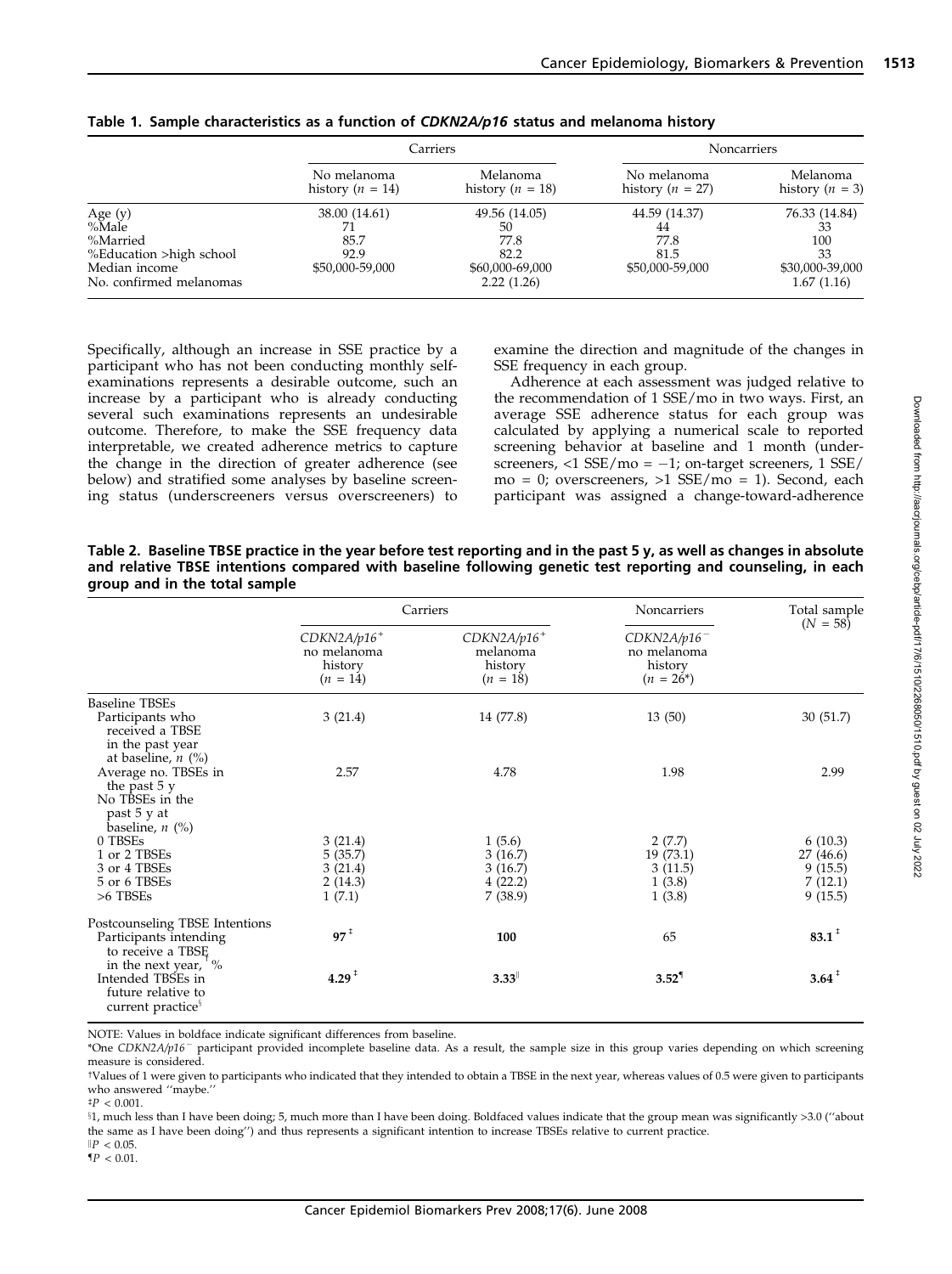**Table 1. Sample characteristics as a function of *CDKN2A/p16* status and melanoma history**

| | Carriers | | Noncarriers | |
|---|---|---|---|---|
| | No melanoma history ($n$ = 14) | Melanoma history ($n$ = 18) | No melanoma history ($n$ = 27) | Melanoma history ($n$ = 3) |
| Age (y) | 38.00 (14.61) | 49.56 (14.05) | 44.59 (14.37) | 76.33 (14.84) |
| %Male | 71 | 50 | 44 | 33 |
| %Married | 85.7 | 77.8 | 77.8 | 100 |
| %Education >high school | 92.9 | 82.2 | 81.5 | 33 |
| Median income | $50,000-59,000 | $60,000-69,000 | $50,000-59,000 | $30,000-39,000 |
| No. confirmed melanomas | | 2.22 (1.26) | | 1.67 (1.16) |

Specifically, although an increase in SSE practice by a participant who has not been conducting monthly self-examinations represents a desirable outcome, such an increase by a participant who is already conducting several such examinations represents an undesirable outcome. Therefore, to make the SSE frequency data interpretable, we created adherence metrics to capture the change in the direction of greater adherence (see below) and stratified some analyses by baseline screening status (underscreeners versus overscreeners) to examine the direction and magnitude of the changes in SSE frequency in each group.

Adherence at each assessment was judged relative to the recommendation of 1 SSE/mo in two ways. First, an average SSE adherence status for each group was calculated by applying a numerical scale to reported screening behavior at baseline and 1 month (underscreeners, <1 SSE/mo = −1; on-target screeners, 1 SSE/mo = 0; overscreeners, >1 SSE/mo = 1). Second, each participant was assigned a change-toward-adherence

**Table 2. Baseline TBSE practice in the year before test reporting and in the past 5 y, as well as changes in absolute and relative TBSE intentions compared with baseline following genetic test reporting and counseling, in each group and in the total sample**

| | Carriers | | Noncarriers | Total sample ($N$ = 58) |
|---|---|---|---|---|
| | *CDKN2A/p16*$^+$ no melanoma history ($n$ = 14) | *CDKN2A/p16*$^+$ melanoma history ($n$ = 18) | *CDKN2A/p16*$^-$ no melanoma history ($n$ = 26*) | |
| Baseline TBSEs | | | | |
| Participants who received a TBSE in the past year at baseline, $n$ (%) | 3 (21.4) | 14 (77.8) | 13 (50) | 30 (51.7) |
| Average no. TBSEs in the past 5 y | 2.57 | 4.78 | 1.98 | 2.99 |
| No TBSEs in the past 5 y at baseline, $n$ (%) | | | | |
| 0 TBSEs | 3 (21.4) | 1 (5.6) | 2 (7.7) | 6 (10.3) |
| 1 or 2 TBSEs | 5 (35.7) | 3 (16.7) | 19 (73.1) | 27 (46.6) |
| 3 or 4 TBSEs | 3 (21.4) | 3 (16.7) | 3 (11.5) | 9 (15.5) |
| 5 or 6 TBSEs | 2 (14.3) | 4 (22.2) | 1 (3.8) | 7 (12.1) |
| >6 TBSEs | 1 (7.1) | 7 (38.9) | 1 (3.8) | 9 (15.5) |
| Postcounseling TBSE Intentions | | | | |
| Participants intending to receive a TBSE in the next year,[†] % | **97**[‡] | **100** | 65 | **83.1**[‡] |
| Intended TBSEs in future relative to current practice[§] | **4.29**[‡] | **3.33**[‖] | **3.52**[¶] | **3.64**[‡] |

NOTE: Values in boldface indicate significant differences from baseline.

*One *CDKN2A/p16*$^-$ participant provided incomplete baseline data. As a result, the sample size in this group varies depending on which screening measure is considered.

†Values of 1 were given to participants who indicated that they intended to obtain a TBSE in the next year, whereas values of 0.5 were given to participants who answered "maybe."

‡$P$ < 0.001.

§1, much less than I have been doing; 5, much more than I have been doing. Boldfaced values indicate that the group mean was significantly >3.0 ("about the same as I have been doing") and thus represents a significant intention to increase TBSEs relative to current practice.

‖$P$ < 0.05.

¶$P$ < 0.01.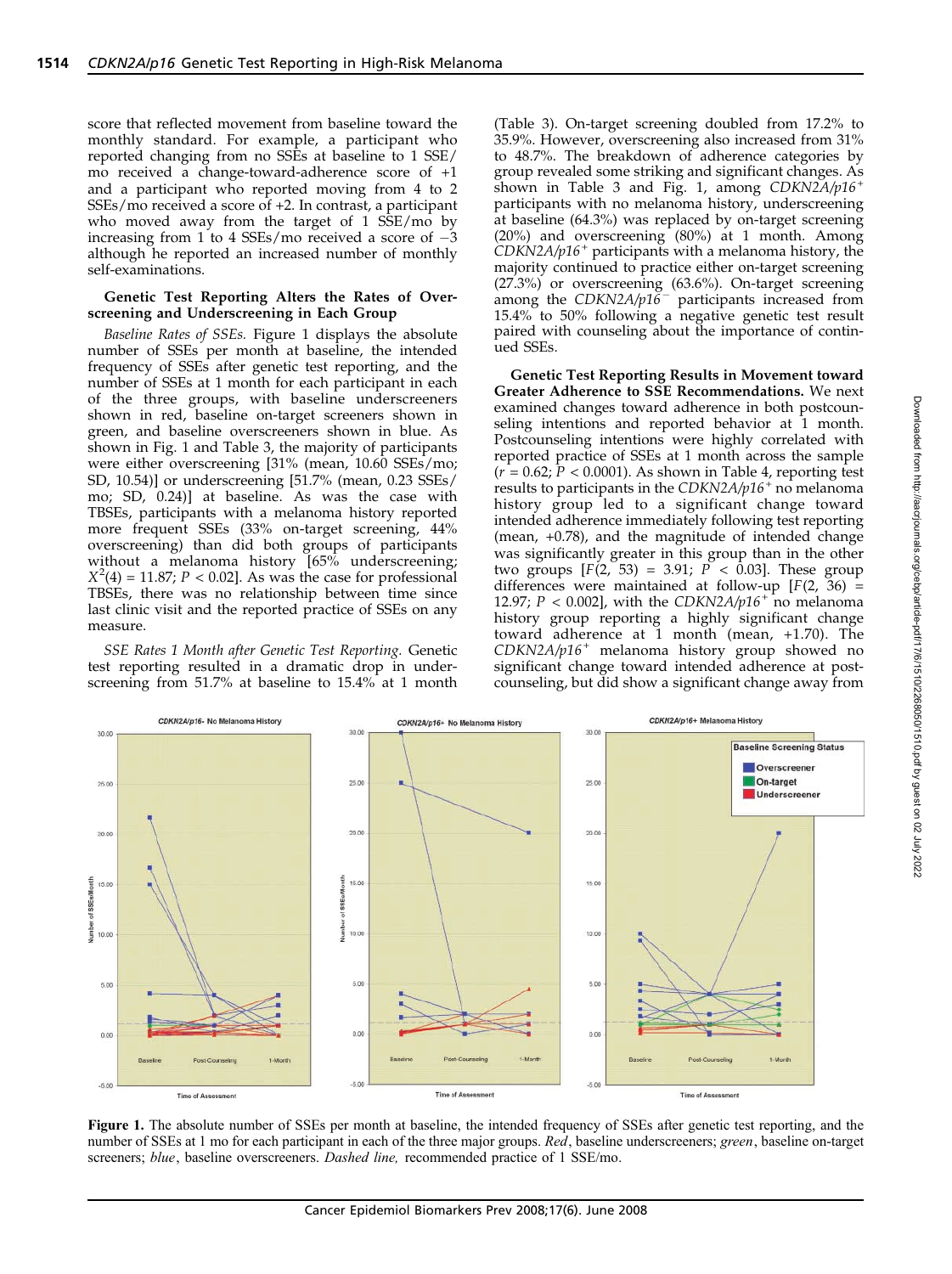score that reflected movement from baseline toward the monthly standard. For example, a participant who reported changing from no SSEs at baseline to 1 SSE/mo received a change-toward-adherence score of +1 and a participant who reported moving from 4 to 2 SSEs/mo received a score of +2. In contrast, a participant who moved away from the target of 1 SSE/mo by increasing from 1 to 4 SSEs/mo received a score of −3 although he reported an increased number of monthly self-examinations.

**Genetic Test Reporting Alters the Rates of Overscreening and Underscreening in Each Group**

*Baseline Rates of SSEs.* Figure 1 displays the absolute number of SSEs per month at baseline, the intended frequency of SSEs after genetic test reporting, and the number of SSEs at 1 month for each participant in each of the three groups, with baseline underscreeners shown in red, baseline on-target screeners shown in green, and baseline overscreeners shown in blue. As shown in Fig. 1 and Table 3, the majority of participants were either overscreening [31% (mean, 10.60 SSEs/mo; SD, 10.54)] or underscreening [51.7% (mean, 0.23 SSEs/mo; SD, 0.24)] at baseline. As was the case with TBSEs, participants with a melanoma history reported more frequent SSEs (33% on-target screening, 44% overscreening) than did both groups of participants without a melanoma history [65% underscreening; $X^2(4) = 11.87$; $P < 0.02$]. As was the case for professional TBSEs, there was no relationship between time since last clinic visit and the reported practice of SSEs on any measure.

*SSE Rates 1 Month after Genetic Test Reporting.* Genetic test reporting resulted in a dramatic drop in underscreening from 51.7% at baseline to 15.4% at 1 month (Table 3). On-target screening doubled from 17.2% to 35.9%. However, overscreening also increased from 31% to 48.7%. The breakdown of adherence categories by group revealed some striking and significant changes. As shown in Table 3 and Fig. 1, among *CDKN2A/p16*$^+$ participants with no melanoma history, underscreening at baseline (64.3%) was replaced by on-target screening (20%) and overscreening (80%) at 1 month. Among *CDKN2A/p16*$^+$ participants with a melanoma history, the majority continued to practice either on-target screening (27.3%) or overscreening (63.6%). On-target screening among the *CDKN2A/p16*$^-$ participants increased from 15.4% to 50% following a negative genetic test result paired with counseling about the importance of continued SSEs.

**Genetic Test Reporting Results in Movement toward Greater Adherence to SSE Recommendations.** We next examined changes toward adherence in both postcounseling intentions and reported behavior at 1 month. Postcounseling intentions were highly correlated with reported practice of SSEs at 1 month across the sample ($r = 0.62$; $P < 0.0001$). As shown in Table 4, reporting test results to participants in the *CDKN2A/p16*$^+$ no melanoma history group led to a significant change toward intended adherence immediately following test reporting (mean, +0.78), and the magnitude of intended change was significantly greater in this group than in the other two groups [$F(2, 53) = 3.91$; $P < 0.03$]. These group differences were maintained at follow-up [$F(2, 36) = 12.97$; $P < 0.002$], with the *CDKN2A/p16*$^+$ no melanoma history group reporting a highly significant change toward adherence at 1 month (mean, +1.70). The *CDKN2A/p16*$^+$ melanoma history group showed no significant change toward intended adherence at postcounseling, but did show a significant change away from

**Figure 1.** The absolute number of SSEs per month at baseline, the intended frequency of SSEs after genetic test reporting, and the number of SSEs at 1 mo for each participant in each of the three major groups. *Red*, baseline underscreeners; *green*, baseline on-target screeners; *blue*, baseline overscreeners. *Dashed line*, recommended practice of 1 SSE/mo.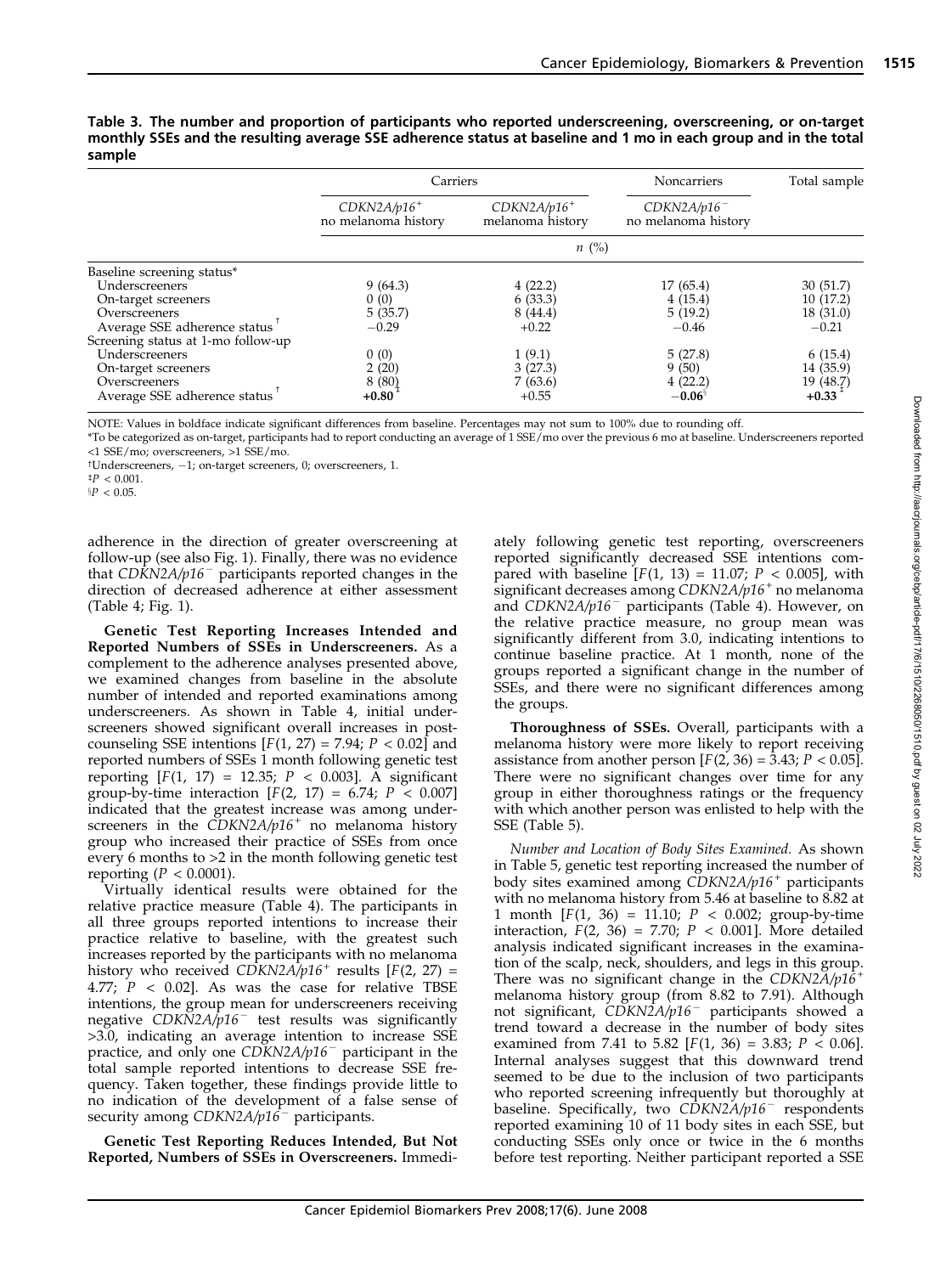**Table 3. The number and proportion of participants who reported underscreening, overscreening, or on-target monthly SSEs and the resulting average SSE adherence status at baseline and 1 mo in each group and in the total sample**

| | Carriers | | Noncarriers | Total sample |
|---|---|---|---|---|
| | *CDKN2A/p16*$^+$ no melanoma history | *CDKN2A/p16*$^+$ melanoma history | *CDKN2A/p16*$^-$ no melanoma history | |
| | *n* (%) | | | |
| Baseline screening status* | | | | |
| Underscreeners | 9 (64.3) | 4 (22.2) | 17 (65.4) | 30 (51.7) |
| On-target screeners | 0 (0) | 6 (33.3) | 4 (15.4) | 10 (17.2) |
| Overscreeners | 5 (35.7) | 8 (44.4) | 5 (19.2) | 18 (31.0) |
| Average SSE adherence status† | −0.29 | +0.22 | −0.46 | −0.21 |
| Screening status at 1-mo follow-up | | | | |
| Underscreeners | 0 (0) | 1 (9.1) | 5 (27.8) | 6 (15.4) |
| On-target screeners | 2 (20) | 3 (27.3) | 9 (50) | 14 (35.9) |
| Overscreeners | 8 (80) | 7 (63.6) | 4 (22.2) | 19 (48.7) |
| Average SSE adherence status† | **+0.80**‡ | +0.55 | **−0.06**§ | **+0.33**‡ |

NOTE: Values in boldface indicate significant differences from baseline. Percentages may not sum to 100% due to rounding off.

*To be categorized as on-target, participants had to report conducting an average of 1 SSE/mo over the previous 6 mo at baseline. Underscreeners reported <1 SSE/mo; overscreeners, >1 SSE/mo.

†Underscreeners, −1; on-target screeners, 0; overscreeners, 1.

‡$P < 0.001$.

§$P < 0.05$.

adherence in the direction of greater overscreening at follow-up (see also Fig. 1). Finally, there was no evidence that *CDKN2A/p16*$^-$ participants reported changes in the direction of decreased adherence at either assessment (Table 4; Fig. 1).

**Genetic Test Reporting Increases Intended and Reported Numbers of SSEs in Underscreeners.** As a complement to the adherence analyses presented above, we examined changes from baseline in the absolute number of intended and reported examinations among underscreeners. As shown in Table 4, initial underscreeners showed significant overall increases in post-counseling SSE intentions [$F(1, 27) = 7.94$; $P < 0.02$] and reported numbers of SSEs 1 month following genetic test reporting [$F(1, 17) = 12.35$; $P < 0.003$]. A significant group-by-time interaction [$F(2, 17) = 6.74$; $P < 0.007$] indicated that the greatest increase was among underscreeners in the *CDKN2A/p16*$^+$ no melanoma history group who increased their practice of SSEs from once every 6 months to >2 in the month following genetic test reporting ($P < 0.0001$).

Virtually identical results were obtained for the relative practice measure (Table 4). The participants in all three groups reported intentions to increase their practice relative to baseline, with the greatest such increases reported by the participants with no melanoma history who received *CDKN2A/p16*$^+$ results [$F(2, 27) = 4.77$; $P < 0.02$]. As was the case for relative TBSE intentions, the group mean for underscreeners receiving negative *CDKN2A/p16*$^-$ test results was significantly >3.0, indicating an average intention to increase SSE practice, and only one *CDKN2A/p16*$^-$ participant in the total sample reported intentions to decrease SSE frequency. Taken together, these findings provide little to no indication of the development of a false sense of security among *CDKN2A/p16*$^-$ participants.

**Genetic Test Reporting Reduces Intended, But Not Reported, Numbers of SSEs in Overscreeners.** Immediately following genetic test reporting, overscreeners reported significantly decreased SSE intentions compared with baseline [$F(1, 13) = 11.07$; $P < 0.005$], with significant decreases among *CDKN2A/p16*$^+$ no melanoma and *CDKN2A/p16*$^-$ participants (Table 4). However, on the relative practice measure, no group mean was significantly different from 3.0, indicating intentions to continue baseline practice. At 1 month, none of the groups reported a significant change in the number of SSEs, and there were no significant differences among the groups.

**Thoroughness of SSEs.** Overall, participants with a melanoma history were more likely to report receiving assistance from another person [$F(2, 36) = 3.43$; $P < 0.05$]. There were no significant changes over time for any group in either thoroughness ratings or the frequency with which another person was enlisted to help with the SSE (Table 5).

*Number and Location of Body Sites Examined.* As shown in Table 5, genetic test reporting increased the number of body sites examined among *CDKN2A/p16*$^+$ participants with no melanoma history from 5.46 at baseline to 8.82 at 1 month [$F(1, 36) = 11.10$; $P < 0.002$; group-by-time interaction, $F(2, 36) = 7.70$; $P < 0.001$]. More detailed analysis indicated significant increases in the examination of the scalp, neck, shoulders, and legs in this group. There was no significant change in the *CDKN2A/p16*$^+$ melanoma history group (from 8.82 to 7.91). Although not significant, *CDKN2A/p16*$^-$ participants showed a trend toward a decrease in the number of body sites examined from 7.41 to 5.82 [$F(1, 36) = 3.83$; $P < 0.06$]. Internal analyses suggest that this downward trend seemed to be due to the inclusion of two participants who reported screening infrequently but thoroughly at baseline. Specifically, two *CDKN2A/p16*$^-$ respondents reported examining 10 of 11 body sites in each SSE, but conducting SSEs only once or twice in the 6 months before test reporting. Neither participant reported a SSE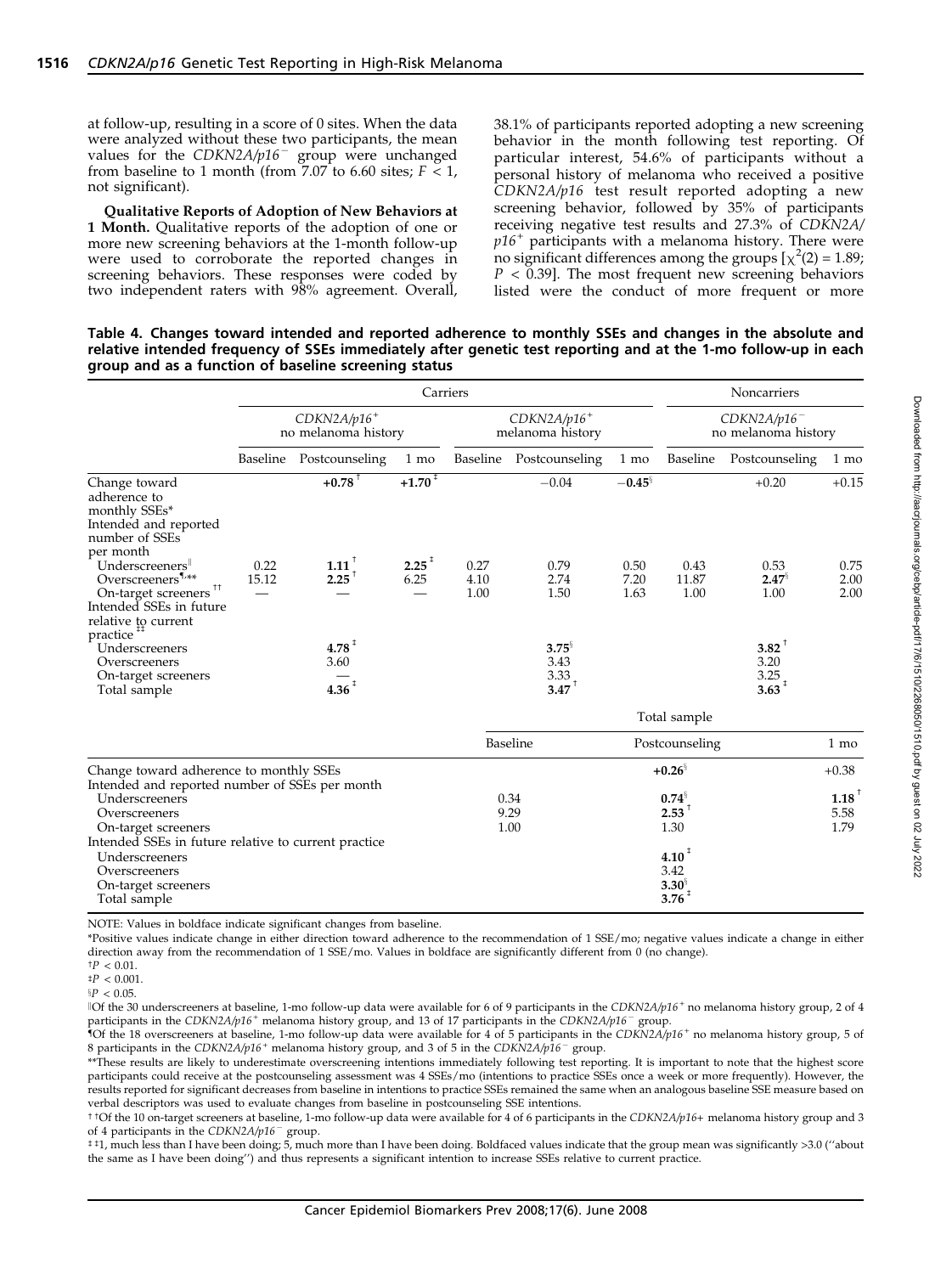at follow-up, resulting in a score of 0 sites. When the data were analyzed without these two participants, the mean values for the *CDKN2A/p16*$^-$ group were unchanged from baseline to 1 month (from 7.07 to 6.60 sites; $F < 1$, not significant).

**Qualitative Reports of Adoption of New Behaviors at 1 Month.** Qualitative reports of the adoption of one or more new screening behaviors at the 1-month follow-up were used to corroborate the reported changes in screening behaviors. These responses were coded by two independent raters with 98% agreement. Overall, 38.1% of participants reported adopting a new screening behavior in the month following test reporting. Of particular interest, 54.6% of participants without a personal history of melanoma who received a positive *CDKN2A/p16* test result reported adopting a new screening behavior, followed by 35% of participants receiving negative test results and 27.3% of *CDKN2A/p16*$^+$ participants with a melanoma history. There were no significant differences among the groups [$\chi^2(2) = 1.89$; $P < 0.39$]. The most frequent new screening behaviors listed were the conduct of more frequent or more

**Table 4. Changes toward intended and reported adherence to monthly SSEs and changes in the absolute and relative intended frequency of SSEs immediately after genetic test reporting and at the 1-mo follow-up in each group and as a function of baseline screening status**

| | Carriers | | | | | | Noncarriers | | |
|---|---|---|---|---|---|---|---|---|---|
| | *CDKN2A/p16*$^+$ no melanoma history | | | *CDKN2A/p16*$^+$ melanoma history | | | *CDKN2A/p16*$^-$ no melanoma history | | |
| | Baseline | Postcounseling | 1 mo | Baseline | Postcounseling | 1 mo | Baseline | Postcounseling | 1 mo |
| Change toward adherence to monthly SSEs* | | **+0.78**† | **+1.70**‡ | | −0.04 | **−0.45**§ | | +0.20 | +0.15 |
| Intended and reported number of SSEs per month | | | | | | | | | |
| Underscreeners‖ | 0.22 | **1.11**† | **2.25**‡ | 0.27 | 0.79 | 0.50 | 0.43 | 0.53 | 0.75 |
| Overscreeners¶,** | 15.12 | **2.25**† | 6.25 | 4.10 | 2.74 | 7.20 | 11.87 | **2.47**§ | 2.00 |
| On-target screeners†† | — | — | — | 1.00 | 1.50 | 1.63 | 1.00 | 1.00 | 2.00 |
| Intended SSEs in future relative to current practice‡‡ | | | | | | | | | |
| Underscreeners | | **4.78**‡ | | | **3.75**§ | | | **3.82**† | |
| Overscreeners | | 3.60 | | | 3.43 | | | 3.20 | |
| On-target screeners | | — | | | 3.33 | | | 3.25 | |
| Total sample | | **4.36**‡ | | | **3.47**† | | | **3.63**‡ | |

| | Total sample | | |
|---|---|---|---|
| | Baseline | Postcounseling | 1 mo |
| Change toward adherence to monthly SSEs | | **+0.26**§ | +0.38 |
| Intended and reported number of SSEs per month | | | |
| Underscreeners | 0.34 | **0.74**§ | **1.18**† |
| Overscreeners | 9.29 | **2.53**† | 5.58 |
| On-target screeners | 1.00 | 1.30 | 1.79 |
| Intended SSEs in future relative to current practice | | | |
| Underscreeners | | **4.10**‡ | |
| Overscreeners | | 3.42 | |
| On-target screeners | | **3.30**§ | |
| Total sample | | **3.76**‡ | |

NOTE: Values in boldface indicate significant changes from baseline.

*Positive values indicate change in either direction toward adherence to the recommendation of 1 SSE/mo; negative values indicate a change in either direction away from the recommendation of 1 SSE/mo. Values in boldface are significantly different from 0 (no change).

†$P < 0.01$.

‡$P < 0.001$.

§$P < 0.05$.

‖Of the 30 underscreeners at baseline, 1-mo follow-up data were available for 6 of 9 participants in the *CDKN2A/p16*$^+$ no melanoma history group, 2 of 4 participants in the *CDKN2A/p16*$^+$ melanoma history group, and 13 of 17 participants in the *CDKN2A/p16*$^-$ group.

¶Of the 18 overscreeners at baseline, 1-mo follow-up data were available for 4 of 5 participants in the *CDKN2A/p16*$^+$ no melanoma history group, 5 of 8 participants in the *CDKN2A/p16*$^+$ melanoma history group, and 3 of 5 in the *CDKN2A/p16*$^-$ group.

**These results are likely to underestimate overscreening intentions immediately following test reporting. It is important to note that the highest score participants could receive at the postcounseling assessment was 4 SSEs/mo (intentions to practice SSEs once a week or more frequently). However, the results reported for significant decreases from baseline in intentions to practice SSEs remained the same when an analogous baseline SSE measure based on verbal descriptors was used to evaluate changes from baseline in postcounseling SSE intentions.

††Of the 10 on-target screeners at baseline, 1-mo follow-up data were available for 4 of 6 participants in the *CDKN2A/p16+* melanoma history group and 3 of 4 participants in the *CDKN2A/p16*$^-$ group.

‡‡1, much less than I have been doing; 5, much more than I have been doing. Boldfaced values indicate that the group mean was significantly >3.0 (''about the same as I have been doing'') and thus represents a significant intention to increase SSEs relative to current practice.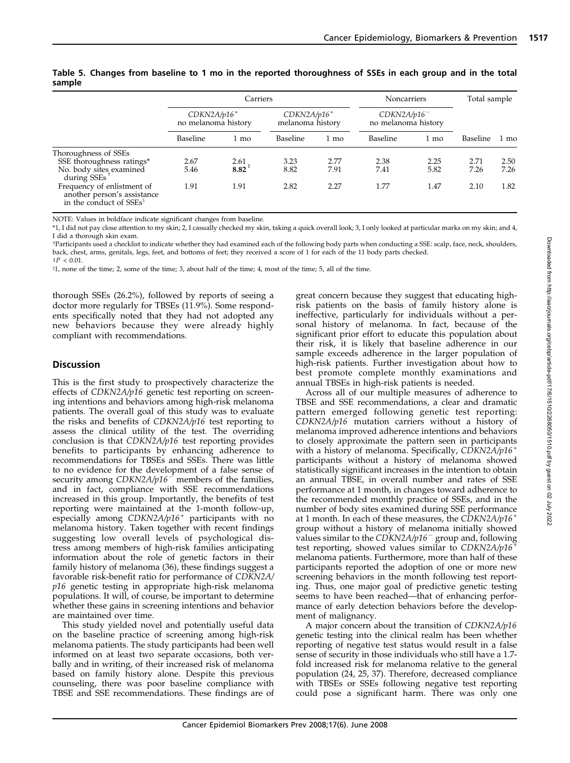**Table 5. Changes from baseline to 1 mo in the reported thoroughness of SSEs in each group and in the total sample**

| | Carriers | | | | Noncarriers | | Total sample | |
|---|---|---|---|---|---|---|---|---|
| | *CDKN2A/p16*$^+$ no melanoma history | | *CDKN2A/p16*$^+$ melanoma history | | *CDKN2A/p16*$^-$ no melanoma history | | | |
| | Baseline | 1 mo | Baseline | 1 mo | Baseline | 1 mo | Baseline | 1 mo |
| Thoroughness of SSEs | | | | | | | | |
| SSE thoroughness ratings* | 2.67 | 2.61 | 3.23 | 2.77 | 2.38 | 2.25 | 2.71 | 2.50 |
| No. body sites examined during SSEs† | 5.46 | **8.82**‡ | 8.82 | 7.91 | 7.41 | 5.82 | 7.26 | 7.26 |
| Frequency of enlistment of another person's assistance in the conduct of SSEs§ | 1.91 | 1.91 | 2.82 | 2.27 | 1.77 | 1.47 | 2.10 | 1.82 |

NOTE: Values in boldface indicate significant changes from baseline.

*1, I did not pay close attention to my skin; 2, I casually checked my skin, taking a quick overall look; 3, I only looked at particular marks on my skin; and 4, I did a thorough skin exam.

†Participants used a checklist to indicate whether they had examined each of the following body parts when conducting a SSE: scalp, face, neck, shoulders, back, chest, arms, genitals, legs, feet, and bottoms of feet; they received a score of 1 for each of the 11 body parts checked.

‡$P < 0.01$.

§1, none of the time; 2, some of the time; 3, about half of the time; 4, most of the time; 5, all of the time.

thorough SSEs (26.2%), followed by reports of seeing a doctor more regularly for TBSEs (11.9%). Some respondents specifically noted that they had not adopted any new behaviors because they were already highly compliant with recommendations.

## Discussion

This is the first study to prospectively characterize the effects of *CDKN2A/p16* genetic test reporting on screening intentions and behaviors among high-risk melanoma patients. The overall goal of this study was to evaluate the risks and benefits of *CDKN2A/p16* test reporting to assess the clinical utility of the test. The overriding conclusion is that *CDKN2A/p16* test reporting provides benefits to participants by enhancing adherence to recommendations for TBSEs and SSEs. There was little to no evidence for the development of a false sense of security among *CDKN2A/p16*$^-$ members of the families, and in fact, compliance with SSE recommendations increased in this group. Importantly, the benefits of test reporting were maintained at the 1-month follow-up, especially among *CDKN2A/p16*$^+$ participants with no melanoma history. Taken together with recent findings suggesting low overall levels of psychological distress among members of high-risk families anticipating information about the role of genetic factors in their family history of melanoma (36), these findings suggest a favorable risk-benefit ratio for performance of *CDKN2A/p16* genetic testing in appropriate high-risk melanoma populations. It will, of course, be important to determine whether these gains in screening intentions and behavior are maintained over time.

This study yielded novel and potentially useful data on the baseline practice of screening among high-risk melanoma patients. The study participants had been well informed on at least two separate occasions, both verbally and in writing, of their increased risk of melanoma based on family history alone. Despite this previous counseling, there was poor baseline compliance with TBSE and SSE recommendations. These findings are of great concern because they suggest that educating high-risk patients on the basis of family history alone is ineffective, particularly for individuals without a personal history of melanoma. In fact, because of the significant prior effort to educate this population about their risk, it is likely that baseline adherence in our sample exceeds adherence in the larger population of high-risk patients. Further investigation about how to best promote complete monthly examinations and annual TBSEs in high-risk patients is needed.

Across all of our multiple measures of adherence to TBSE and SSE recommendations, a clear and dramatic pattern emerged following genetic test reporting: *CDKN2A/p16* mutation carriers without a history of melanoma improved adherence intentions and behaviors to closely approximate the pattern seen in participants with a history of melanoma. Specifically, *CDKN2A/p16*$^+$ participants without a history of melanoma showed statistically significant increases in the intention to obtain an annual TBSE, in overall number and rates of SSE performance at 1 month, in changes toward adherence to the recommended monthly practice of SSEs, and in the number of body sites examined during SSE performance at 1 month. In each of these measures, the *CDKN2A/p16*$^+$ group without a history of melanoma initially showed values similar to the *CDKN2A/p16*$^-$ group and, following test reporting, showed values similar to *CDKN2A/p16*$^+$ melanoma patients. Furthermore, more than half of these participants reported the adoption of one or more new screening behaviors in the month following test reporting. Thus, one major goal of predictive genetic testing seems to have been reached—that of enhancing performance of early detection behaviors before the development of malignancy.

A major concern about the transition of *CDKN2A/p16* genetic testing into the clinical realm has been whether reporting of negative test status would result in a false sense of security in those individuals who still have a 1.7-fold increased risk for melanoma relative to the general population (24, 25, 37). Therefore, decreased compliance with TBSEs or SSEs following negative test reporting could pose a significant harm. There was only one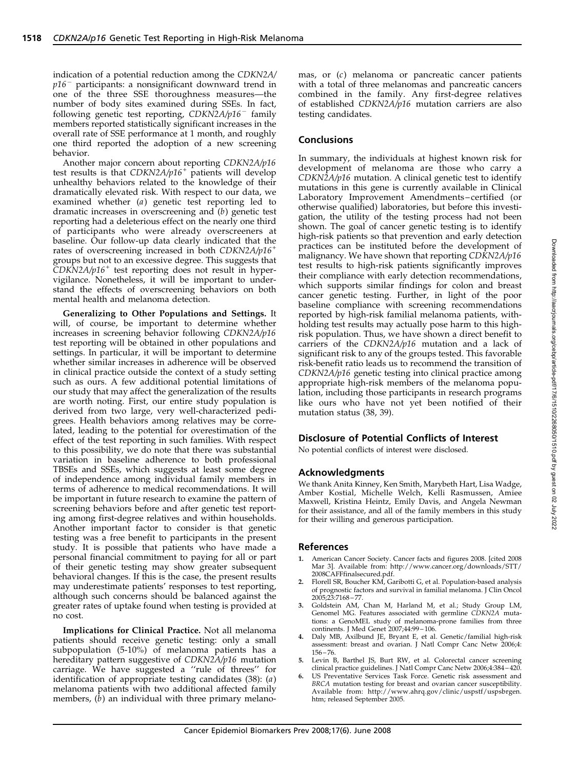indication of a potential reduction among the *CDKN2A/p16*$^{-}$ participants: a nonsignificant downward trend in one of the three SSE thoroughness measures—the number of body sites examined during SSEs. In fact, following genetic test reporting, *CDKN2A/p16*$^{-}$ family members reported statistically significant increases in the overall rate of SSE performance at 1 month, and roughly one third reported the adoption of a new screening behavior.

Another major concern about reporting *CDKN2A/p16* test results is that *CDKN2A/p16*$^{+}$ patients will develop unhealthy behaviors related to the knowledge of their dramatically elevated risk. With respect to our data, we examined whether (*a*) genetic test reporting led to dramatic increases in overscreening and (*b*) genetic test reporting had a deleterious effect on the nearly one third of participants who were already overscreeners at baseline. Our follow-up data clearly indicated that the rates of overscreening increased in both *CDKN2A/p16*$^{+}$ groups but not to an excessive degree. This suggests that *CDKN2A/p16*$^{+}$ test reporting does not result in hypervigilance. Nonetheless, it will be important to understand the effects of overscreening behaviors on both mental health and melanoma detection.

**Generalizing to Other Populations and Settings.** It will, of course, be important to determine whether increases in screening behavior following *CDKN2A/p16* test reporting will be obtained in other populations and settings. In particular, it will be important to determine whether similar increases in adherence will be observed in clinical practice outside the context of a study setting such as ours. A few additional potential limitations of our study that may affect the generalization of the results are worth noting. First, our entire study population is derived from two large, very well-characterized pedigrees. Health behaviors among relatives may be correlated, leading to the potential for overestimation of the effect of the test reporting in such families. With respect to this possibility, we do note that there was substantial variation in baseline adherence to both professional TBSEs and SSEs, which suggests at least some degree of independence among individual family members in terms of adherence to medical recommendations. It will be important in future research to examine the pattern of screening behaviors before and after genetic test reporting among first-degree relatives and within households. Another important factor to consider is that genetic testing was a free benefit to participants in the present study. It is possible that patients who have made a personal financial commitment to paying for all or part of their genetic testing may show greater subsequent behavioral changes. If this is the case, the present results may underestimate patients' responses to test reporting, although such concerns should be balanced against the greater rates of uptake found when testing is provided at no cost.

**Implications for Clinical Practice.** Not all melanoma patients should receive genetic testing: only a small subpopulation (5-10%) of melanoma patients has a hereditary pattern suggestive of *CDKN2A/p16* mutation carriage. We have suggested a "rule of threes" for identification of appropriate testing candidates (38): (*a*) melanoma patients with two additional affected family members, (*b*) an individual with three primary melanomas, or (*c*) melanoma or pancreatic cancer patients with a total of three melanomas and pancreatic cancers combined in the family. Any first-degree relatives of established *CDKN2A/p16* mutation carriers are also testing candidates.

## Conclusions

In summary, the individuals at highest known risk for development of melanoma are those who carry a *CDKN2A/p16* mutation. A clinical genetic test to identify mutations in this gene is currently available in Clinical Laboratory Improvement Amendments–certified (or otherwise qualified) laboratories, but before this investigation, the utility of the testing process had not been shown. The goal of cancer genetic testing is to identify high-risk patients so that prevention and early detection practices can be instituted before the development of malignancy. We have shown that reporting *CDKN2A/p16* test results to high-risk patients significantly improves their compliance with early detection recommendations, which supports similar findings for colon and breast cancer genetic testing. Further, in light of the poor baseline compliance with screening recommendations reported by high-risk familial melanoma patients, withholding test results may actually pose harm to this high-risk population. Thus, we have shown a direct benefit to carriers of the *CDKN2A/p16* mutation and a lack of significant risk to any of the groups tested. This favorable risk-benefit ratio leads us to recommend the transition of *CDKN2A/p16* genetic testing into clinical practice among appropriate high-risk members of the melanoma population, including those participants in research programs like ours who have not yet been notified of their mutation status (38, 39).

## Disclosure of Potential Conflicts of Interest

No potential conflicts of interest were disclosed.

## Acknowledgments

We thank Anita Kinney, Ken Smith, Marybeth Hart, Lisa Wadge, Amber Kostial, Michelle Welch, Kelli Rasmussen, Amiee Maxwell, Kristina Heintz, Emily Davis, and Angela Newman for their assistance, and all of the family members in this study for their willing and generous participation.

## References

1. American Cancer Society. Cancer facts and figures 2008. [cited 2008 Mar 3]. Available from: http://www.cancer.org/downloads/STT/2008CAFFfinalsecured.pdf.
2. Florell SR, Boucher KM, Garibotti G, et al. Population-based analysis of prognostic factors and survival in familial melanoma. J Clin Oncol 2005;23:7168–77.
3. Goldstein AM, Chan M, Harland M, et al.; Study Group LM, Genomel MG. Features associated with germline *CDKN2A* mutations: a GenoMEL study of melanoma-prone families from three continents. J Med Genet 2007;44:99–106.
4. Daly MB, Axilbund JE, Bryant E, et al. Genetic/familial high-risk assessment: breast and ovarian. J Natl Compr Canc Netw 2006;4:156–76.
5. Levin B, Barthel JS, Burt RW, et al. Colorectal cancer screening clinical practice guidelines. J Natl Compr Canc Netw 2006;4:384–420.
6. US Preventative Services Task Force. Genetic risk assessment and *BRCA* mutation testing for breast and ovarian cancer susceptibility. Available from: http://www.ahrq.gov/clinic/uspstf/uspsbrgen.htm; released September 2005.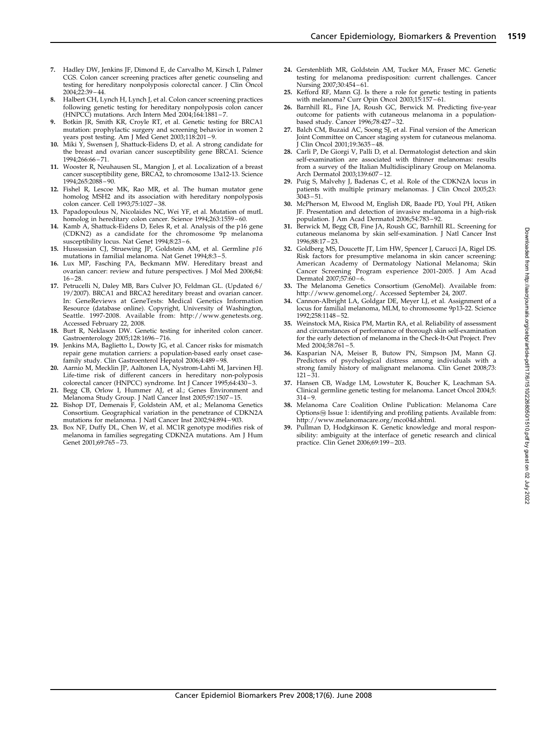7. Hadley DW, Jenkins JF, Dimond E, de Carvalho M, Kirsch I, Palmer CGS. Colon cancer screening practices after genetic counseling and testing for hereditary nonpolyposis colorectal cancer. J Clin Oncol 2004;22:39 – 44.
8. Halbert CH, Lynch H, Lynch J, et al. Colon cancer screening practices following genetic testing for hereditary nonpolyposis colon cancer (HNPCC) mutations. Arch Intern Med 2004;164:1881 – 7.
9. Botkin JR, Smith KR, Croyle RT, et al. Genetic testing for BRCA1 mutation: prophylactic surgery and screening behavior in women 2 years post testing. Am J Med Genet 2003;118:201 – 9.
10. Miki Y, Swensen J, Shattuck-Eidens D, et al. A strong candidate for the breast and ovarian cancer susceptibility gene BRCA1. Science 1994;266:66 – 71.
11. Wooster R, Neuhausen SL, Mangion J, et al. Localization of a breast cancer susceptibility gene, BRCA2, to chromosome 13a12-13. Science 1994;265:2088 – 90.
12. Fishel R, Lescoe MK, Rao MR, et al. The human mutator gene homolog MSH2 and its association with hereditary nonpolyposis colon cancer. Cell 1993;75:1027 – 38.
13. Papadopoulous N, Nicolaides NC, Wei YF, et al. Mutation of mutL homolog in hereditary colon cancer. Science 1994;263:1559 – 60.
14. Kamb A, Shattuck-Eidens D, Eeles R, et al. Analysis of the p16 gene (CDKN2) as a candidate for the chromosome 9p melanoma susceptibility locus. Nat Genet 1994;8:23 – 6.
15. Hussussian CJ, Struewing JP, Goldstein AM, et al. Germline *p16* mutations in familial melanoma. Nat Genet 1994;8:3 – 5.
16. Lux MP, Fasching PA, Beckmann MW. Hereditary breast and ovarian cancer: review and future perspectives. J Mol Med 2006;84: 16 – 28.
17. Petrucelli N, Daley MB, Bars Culver JO, Feldman GL. (Updated 6/19/2007). BRCA1 and BRCA2 hereditary breast and ovarian cancer. In: GeneReviews at GeneTests: Medical Genetics Information Resource (database online). Copyright, University of Washington, Seattle. 1997-2008. Available from: http://www.genetests.org. Accessed February 22, 2008.
18. Burt R, Neklason DW. Genetic testing for inherited colon cancer. Gastroenterology 2005;128:1696 – 716.
19. Jenkins MA, Baglietto L, Dowty JG, et al. Cancer risks for mismatch repair gene mutation carriers: a population-based early onset case-family study. Clin Gastroenterol Hepatol 2006;4:489 – 98.
20. Aarnio M, Mecklin JP, Aaltonen LA, Nystrom-Lahti M, Jarvinen HJ. Life-time risk of different cancers in hereditary non-polyposis colorectal cancer (HNPCC) syndrome. Int J Cancer 1995;64:430 – 3.
21. Begg CB, Orlow I, Hummer AJ, et al.; Genes Environment and Melanoma Study Group. J Natl Cancer Inst 2005;97:1507 – 15.
22. Bishop DT, Demenais F, Goldstein AM, et al.; Melanoma Genetics Consortium. Geographical variation in the penetrance of CDKN2A mutations for melanoma. J Natl Cancer Inst 2002;94:894 – 903.
23. Box NF, Duffy DL, Chen W, et al. MC1R genotype modifies risk of melanoma in families segregating CDKN2A mutations. Am J Hum Genet 2001;69:765 – 73.
24. Gerstenblith MR, Goldstein AM, Tucker MA, Fraser MC. Genetic testing for melanoma predisposition: current challenges. Cancer Nursing 2007;30:454 – 61.
25. Kefford RF, Mann GJ. Is there a role for genetic testing in patients with melanoma? Curr Opin Oncol 2003;15:157 – 61.
26. Barnhill RL, Fine JA, Roush GC, Berwick M. Predicting five-year outcome for patients with cutaneous melanoma in a population-based study. Cancer 1996;78:427 – 32.
27. Balch CM, Buzaid AC, Soong SJ, et al. Final version of the American Joint Committee on Cancer staging system for cutaneous melanoma. J Clin Oncol 2001;19:3635 – 48.
28. Carli P, De Giorgi V, Palli D, et al. Dermatologist detection and skin self-examination are associated with thinner melanomas: results from a survey of the Italian Multidisciplinary Group on Melanoma. Arch Dermatol 2003;139:607 – 12.
29. Puig S, Malvehy J, Badenas C, et al. Role of the CDKN2A locus in patients with multiple primary melanomas. J Clin Oncol 2005;23: 3043 – 51.
30. McPherson M, Elwood M, English DR, Baade PD, Youl PH, Atiken JF. Presentation and detection of invasive melanoma in a high-risk population. J Am Acad Dermatol 2006;54:783 – 92.
31. Berwick M, Begg CB, Fine JA, Roush GC, Barnhill RL. Screening for cutaneous melanoma by skin self-examination. J Natl Cancer Inst 1996;88:17 – 23.
32. Goldberg MS, Doucette JT, Lim HW, Spencer J, Carucci JA, Rigel DS. Risk factors for presumptive melanoma in skin cancer screening: American Academy of Dermatology National Melanoma; Skin Cancer Screening Program experience 2001-2005. J Am Acad Dermatol 2007;57:60 – 6.
33. The Melanoma Genetics Consortium (GenoMel). Available from: http://www.genomel.org/. Accessed September 24, 2007.
34. Cannon-Albright LA, Goldgar DE, Meyer LJ, et al. Assignment of a locus for familial melanoma, MLM, to chromosome 9p13-22. Science 1992;258:1148 – 52.
35. Weinstock MA, Risica PM, Martin RA, et al. Reliability of assessment and circumstances of performance of thorough skin self-examination for the early detection of melanoma in the Check-It-Out Project. Prev Med 2004;38:761 – 5.
36. Kasparian NA, Meiser B, Butow PN, Simpson JM, Mann GJ. Predictors of psychological distress among individuals with a strong family history of malignant melanoma. Clin Genet 2008;73: 121 – 31.
37. Hansen CB, Wadge LM, Lowstuter K, Boucher K, Leachman SA. Clinical germline genetic testing for melanoma. Lancet Oncol 2004;5: 314 – 9.
38. Melanoma Care Coalition Online Publication: Melanoma Care Options® Issue 1: identifying and profiling patients. Available from: http://www.melanomacare.org/mco04d.shtml.
39. Pullman D, Hodgkinson K. Genetic knowledge and moral responsibility: ambiguity at the interface of genetic research and clinical practice. Clin Genet 2006;69:199 – 203.